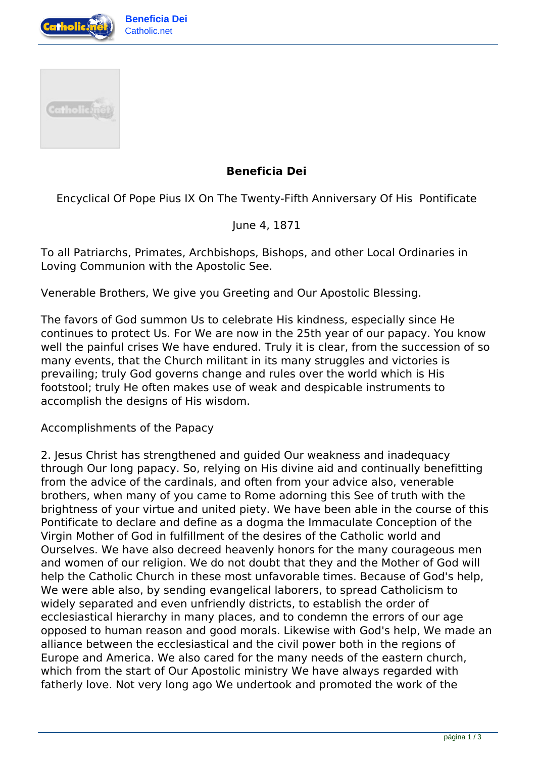# Beneficia Dei

Encyclical Of Pope Pius IX On The Twenty-Fifth Anniversary Of His Pontificate

June 4, 1871

To all Patriarchs, Primates, Archbishops, Bishops, and other Local Ordinaries in Loving Communion with the Apostolic See.

Venerable Brothers, We give you Greeting and Our Apostolic Blessing.

The favors of God summon Us to celebrate His kindness, especially since He continues to protect Us. For We are now in the 25th year of our papacy. You know well the painful crises We have endured. Truly it is clear, from the succession of so many events, that the Church militant in its many struggles and victories is prevailing; truly God governs change and rules over the world which is His footstool; truly He often makes use of weak and despicable instruments to accomplish the designs of His wisdom.

## Accomplishments of the Papacy

2. Jesus Christ has strengthened and guided Our weakness and inadequacy through Our long papacy. So, relying on His divine aid and continually benefitting from the advice of the cardinals, and often from your advice also, venerable brothers, when many of you came to Rome adorning this See of truth with the brightness of your virtue and united piety. We have been able in the course of this Pontificate to declare and define as a dogma the Immaculate Conception of the Virgin Mother of God in fulfillment of the desires of the Catholic world and Ourselves. We have also decreed heavenly honors for the many courageous men and women of our religion. We do not doubt that they and the Mother of God will help the Catholic Church in these most unfavorable times. Because of God's help, We were able also, by sending evangelical laborers, to spread Catholicism to widely separated and even unfriendly districts, to establish the order of ecclesiastical hierarchy in many places, and to condemn the errors of our age opposed to human reason and good morals. Likewise with God's help, We made an alliance between the ecclesiastical and the civil power both in the regions of Europe and America. We also cared for the many needs of the eastern church, which from the start of Our Apostolic ministry We have always regarded with fatherly love. Not very long ago We undertook and promoted the work of the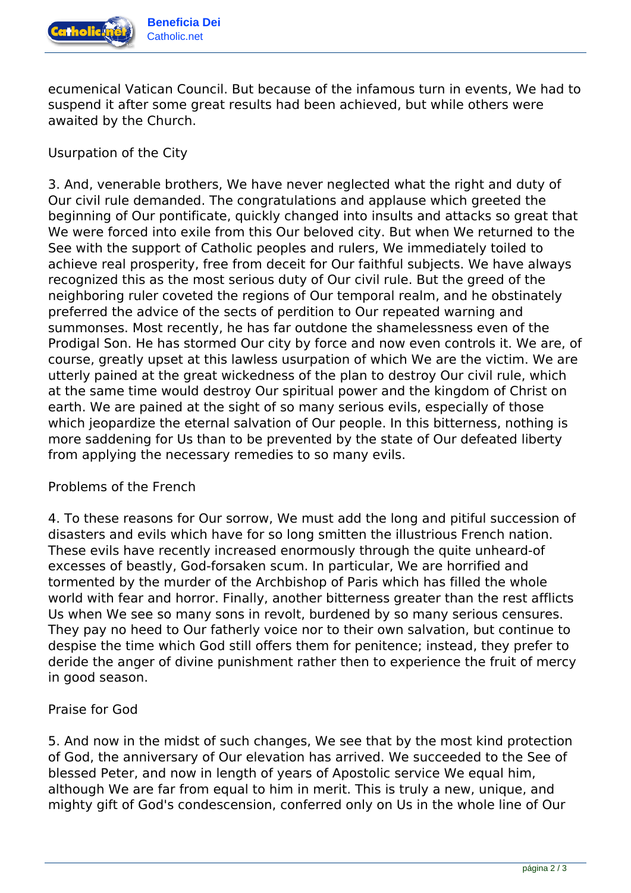ecumenical Vatican Council. But because of the infamous turn in events, We had to suspend it after some great results had been achieved, but while others were awaited by the Church.

## Usurpation of the City

3. And, venerable brothers, We have never neglected what the right and duty of Our civil rule demanded. The congratulations and applause which greeted the beginning of Our pontificate, quickly changed into insults and attacks so great that We were forced into exile from this Our beloved city. But when We returned to the See with the support of Catholic peoples and rulers, We immediately toiled to achieve real prosperity, free from deceit for Our faithful subjects. We have always recognized this as the most serious duty of Our civil rule. But the greed of the neighboring ruler coveted the regions of Our temporal realm, and he obstinately preferred the advice of the sects of perdition to Our repeated warning and summonses. Most recently, he has far outdone the shamelessness even of the Prodigal Son. He has stormed Our city by force and now even controls it. We are, of course, greatly upset at this lawless usurpation of which We are the victim. We are utterly pained at the great wickedness of the plan to destroy Our civil rule, which at the same time would destroy Our spiritual power and the kingdom of Christ on earth. We are pained at the sight of so many serious evils, especially of those which jeopardize the eternal salvation of Our people. In this bitterness, nothing is more saddening for Us than to be prevented by the state of Our defeated liberty from applying the necessary remedies to so many evils.

## Problems of the French

4. To these reasons for Our sorrow, We must add the long and pitiful succession of disasters and evils which have for so long smitten the illustrious French nation. These evils have recently increased enormously through the quite unheard-of excesses of beastly, God-forsaken scum. In particular, We are horrified and tormented by the murder of the Archbishop of Paris which has filled the whole world with fear and horror. Finally, another bitterness greater than the rest afflicts Us when We see so many sons in revolt, burdened by so many serious censures. They pay no heed to Our fatherly voice nor to their own salvation, but continue to despise the time which God still offers them for penitence; instead, they prefer to deride the anger of divine punishment rather then to experience the fruit of mercy in good season.

## Praise for God

5. And now in the midst of such changes, We see that by the most kind protection of God, the anniversary of Our elevation has arrived. We succeeded to the See of blessed Peter, and now in length of years of Apostolic service We equal him, although We are far from equal to him in merit. This is truly a new, unique, and mighty gift of God's condescension, conferred only on Us in the whole line of Our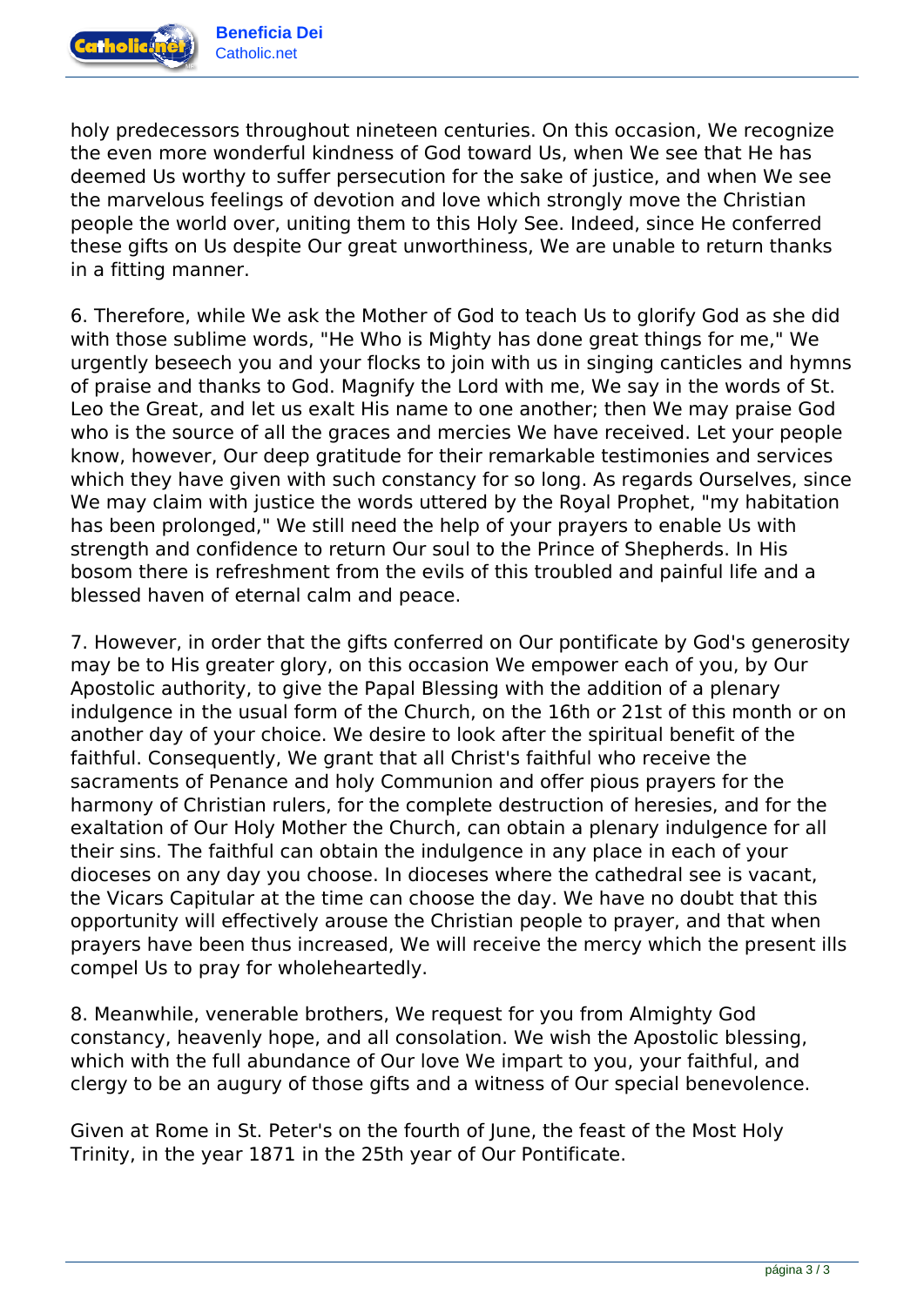holy predecessors throughout nineteen centuries. On this occasion, We recognize the even more wonderful kindness of God toward Us, when We see that He has deemed Us worthy to suffer persecution for the sake of justice, and when We see the marvelous feelings of devotion and love which strongly move the Christian people the world over, uniting them to this Holy See. Indeed, since He conferred these gifts on Us despite Our great unworthiness, We are unable to return thanks in a fitting manner.

6. Therefore, while We ask the Mother of God to teach Us to glorify God as she did with those sublime words, "He Who is Mighty has done great things for me," We urgently beseech you and your flocks to join with us in singing canticles and hymns of praise and thanks to God. Magnify the Lord with me, We say in the words of St. Leo the Great, and let us exalt His name to one another; then We may praise God who is the source of all the graces and mercies We have received. Let your people know, however, Our deep gratitude for their remarkable testimonies and services which they have given with such constancy for so long. As regards Ourselves, since We may claim with justice the words uttered by the Royal Prophet, "my habitation has been prolonged," We still need the help of your prayers to enable Us with strength and confidence to return Our soul to the Prince of Shepherds. In His bosom there is refreshment from the evils of this troubled and painful life and a blessed haven of eternal calm and peace.

7. However, in order that the gifts conferred on Our pontificate by God's generosity may be to His greater glory, on this occasion We empower each of you, by Our Apostolic authority, to give the Papal Blessing with the addition of a plenary indulgence in the usual form of the Church, on the 16th or 21st of this month or on another day of your choice. We desire to look after the spiritual benefit of the faithful. Consequently, We grant that all Christ's faithful who receive the sacraments of Penance and holy Communion and offer pious prayers for the harmony of Christian rulers, for the complete destruction of heresies, and for the exaltation of Our Holy Mother the Church, can obtain a plenary indulgence for all their sins. The faithful can obtain the indulgence in any place in each of your dioceses on any day you choose. In dioceses where the cathedral see is vacant, the Vicars Capitular at the time can choose the day. We have no doubt that this opportunity will effectively arouse the Christian people to prayer, and that when prayers have been thus increased, We will receive the mercy which the present ills compel Us to pray for wholeheartedly.

8. Meanwhile, venerable brothers, We request for you from Almighty God constancy, heavenly hope, and all consolation. We wish the Apostolic blessing, which with the full abundance of Our love We impart to you, your faithful, and clergy to be an augury of those gifts and a witness of Our special benevolence.

Given at Rome in St. Peter's on the fourth of June, the feast of the Most Holy Trinity, in the year 1871 in the 25th year of Our Pontificate.